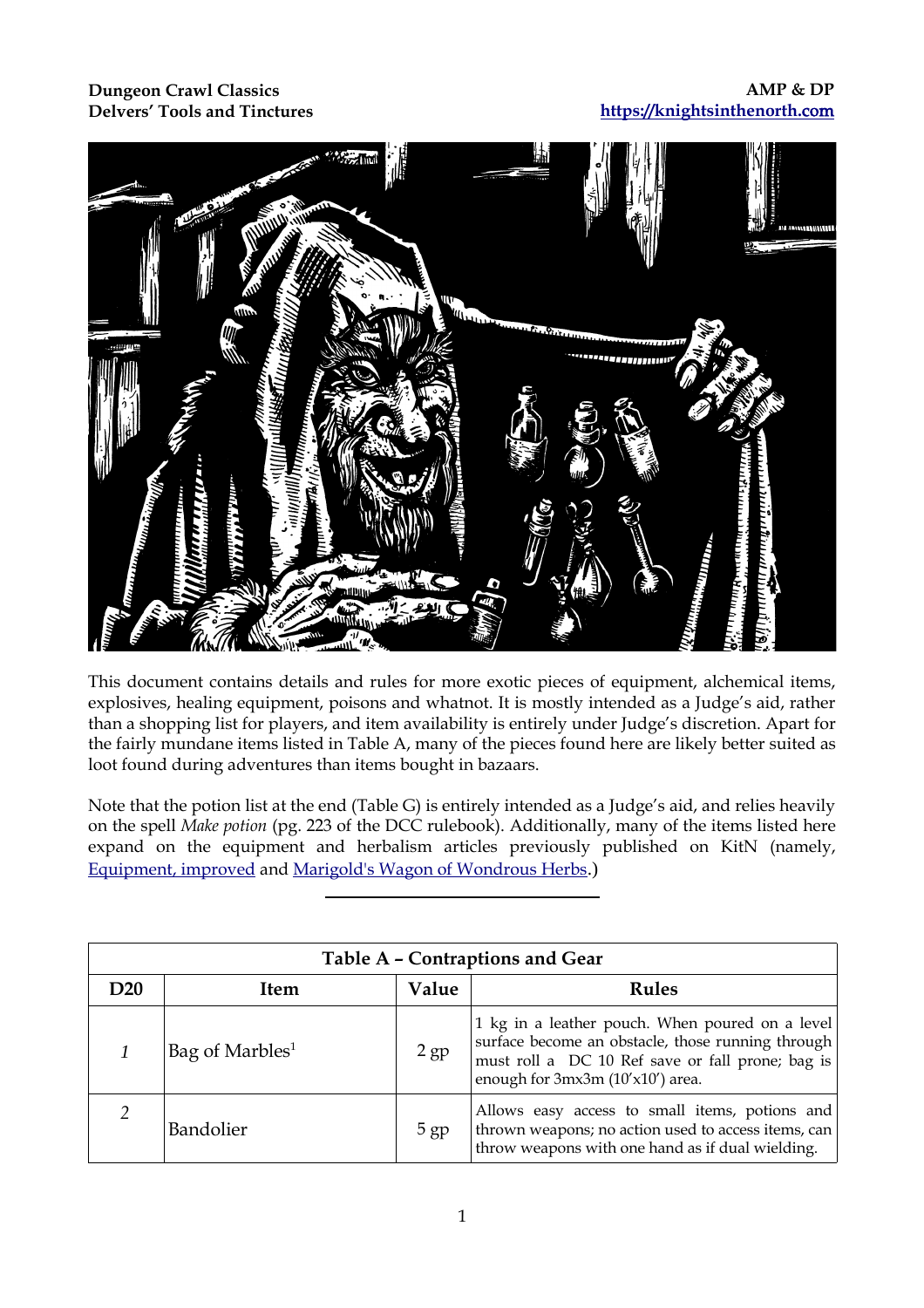This document contains details and rules for more exotic pieces of equipment, alchemical items, explosives, healing equipment, poisons and whatnot. It is mostly intended as a Judge's aid, rather than a shopping list for players, and item availability is entirely under Judge's discretion. Apart for the fairly mundane items listed in Table A, many of the pieces found here are likely better suited as loot found during adventures than items bought in bazaars.

Note that the potion list at the end (Table G) is entirely intended as a Judge's aid, and relies heavily on the spell *Make potion* (pg. 223 of the DCC rulebook). Additionally, many of the items listed here expand on the equipment and herbalism articles previously published on KitN (namely, [Equipment, improved] and [Marigold's Wagon of Wondrous Herbs].)

---

| Table A – Contraptions and Gear | | | |
|---|---|---|---|
| **D20** | **Item** | **Value** | **Rules** |
| *1* | Bag of Marbles[1] | 2 gp | 1 kg in a leather pouch. When poured on a level surface become an obstacle, those running through must roll a DC 10 Ref save or fall prone; bag is enough for 3mx3m (10'x10') area. |
| *2* | Bandolier | 5 gp | Allows easy access to small items, potions and thrown weapons; no action used to access items, can throw weapons with one hand as if dual wielding. |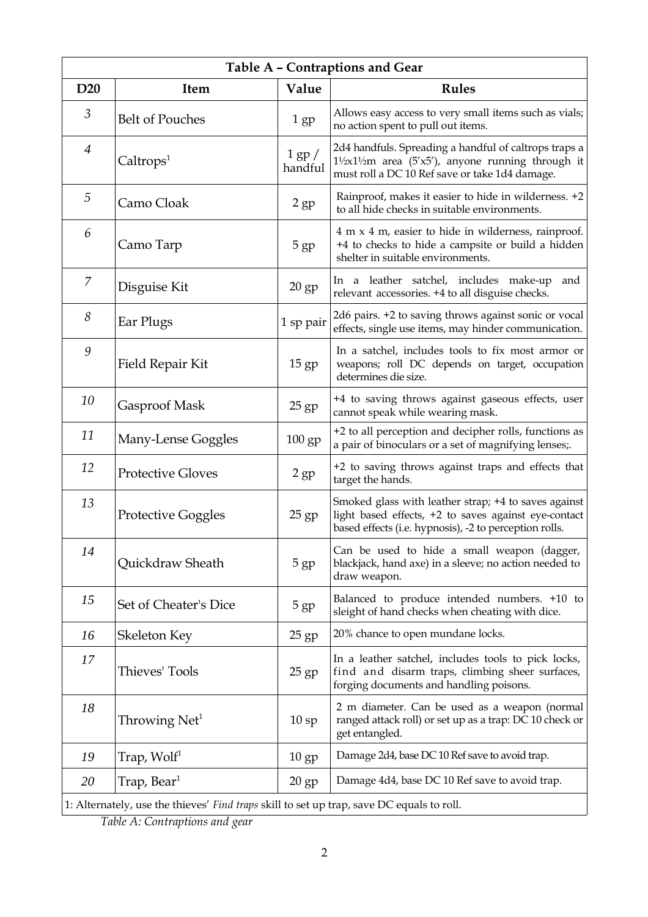| Table A – Contraptions and Gear | | | |
|---|---|---|---|
| **D20** | **Item** | **Value** | **Rules** |
| *3* | Belt of Pouches | 1 gp | Allows easy access to very small items such as vials; no action spent to pull out items. |
| *4* | Caltrops[1] | 1 gp / handful | 2d4 handfuls. Spreading a handful of caltrops traps a 1½x1½m area (5′x5′), anyone running through it must roll a DC 10 Ref save or take 1d4 damage. |
| *5* | Camo Cloak | 2 gp | Rainproof, makes it easier to hide in wilderness. +2 to all hide checks in suitable environments. |
| *6* | Camo Tarp | 5 gp | 4 m x 4 m, easier to hide in wilderness, rainproof. +4 to checks to hide a campsite or build a hidden shelter in suitable environments. |
| *7* | Disguise Kit | 20 gp | In a leather satchel, includes make-up and relevant accessories. +4 to all disguise checks. |
| *8* | Ear Plugs | 1 sp pair | 2d6 pairs. +2 to saving throws against sonic or vocal effects, single use items, may hinder communication. |
| *9* | Field Repair Kit | 15 gp | In a satchel, includes tools to fix most armor or weapons; roll DC depends on target, occupation determines die size. |
| *10* | Gasproof Mask | 25 gp | +4 to saving throws against gaseous effects, user cannot speak while wearing mask. |
| *11* | Many-Lense Goggles | 100 gp | +2 to all perception and decipher rolls, functions as a pair of binoculars or a set of magnifying lenses;. |
| *12* | Protective Gloves | 2 gp | +2 to saving throws against traps and effects that target the hands. |
| *13* | Protective Goggles | 25 gp | Smoked glass with leather strap; +4 to saves against light based effects, +2 to saves against eye-contact based effects (i.e. hypnosis), -2 to perception rolls. |
| *14* | Quickdraw Sheath | 5 gp | Can be used to hide a small weapon (dagger, blackjack, hand axe) in a sleeve; no action needed to draw weapon. |
| *15* | Set of Cheater's Dice | 5 gp | Balanced to produce intended numbers. +10 to sleight of hand checks when cheating with dice. |
| *16* | Skeleton Key | 25 gp | 20% chance to open mundane locks. |
| *17* | Thieves' Tools | 25 gp | In a leather satchel, includes tools to pick locks, find and disarm traps, climbing sheer surfaces, forging documents and handling poisons. |
| *18* | Throwing Net[1] | 10 sp | 2 m diameter. Can be used as a weapon (normal ranged attack roll) or set up as a trap: DC 10 check or get entangled. |
| *19* | Trap, Wolf[1] | 10 gp | Damage 2d4, base DC 10 Ref save to avoid trap. |
| *20* | Trap, Bear[1] | 20 gp | Damage 4d4, base DC 10 Ref save to avoid trap. |

1: Alternately, use the thieves' *Find traps* skill to set up trap, save DC equals to roll.

*Table A: Contraptions and gear*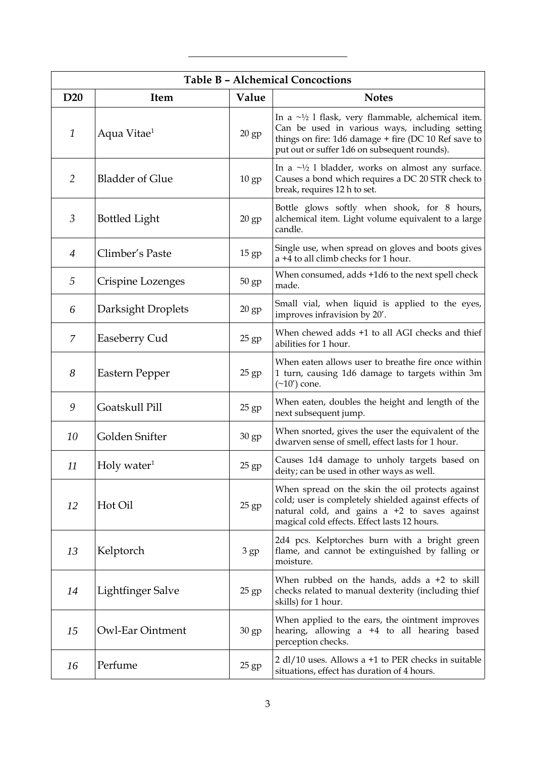| Table B – Alchemical Concoctions | | | |
|---|---|---|---|
| **D20** | **Item** | **Value** | **Notes** |
| *1* | Aqua Vitae[1] | 20 gp | In a ~½ l flask, very flammable, alchemical item. Can be used in various ways, including setting things on fire: 1d6 damage + fire (DC 10 Ref save to put out or suffer 1d6 on subsequent rounds). |
| *2* | Bladder of Glue | 10 gp | In a ~½ l bladder, works on almost any surface. Causes a bond which requires a DC 20 STR check to break, requires 12 h to set. |
| *3* | Bottled Light | 20 gp | Bottle glows softly when shook, for 8 hours, alchemical item. Light volume equivalent to a large candle. |
| *4* | Climber's Paste | 15 gp | Single use, when spread on gloves and boots gives a +4 to all climb checks for 1 hour. |
| *5* | Crispine Lozenges | 50 gp | When consumed, adds +1d6 to the next spell check made. |
| *6* | Darksight Droplets | 20 gp | Small vial, when liquid is applied to the eyes, improves infravision by 20'. |
| *7* | Easeberry Cud | 25 gp | When chewed adds +1 to all AGI checks and thief abilities for 1 hour. |
| *8* | Eastern Pepper | 25 gp | When eaten allows user to breathe fire once within 1 turn, causing 1d6 damage to targets within 3m (~10') cone. |
| *9* | Goatskull Pill | 25 gp | When eaten, doubles the height and length of the next subsequent jump. |
| *10* | Golden Snifter | 30 gp | When snorted, gives the user the equivalent of the dwarven sense of smell, effect lasts for 1 hour. |
| *11* | Holy water[1] | 25 gp | Causes 1d4 damage to unholy targets based on deity; can be used in other ways as well. |
| *12* | Hot Oil | 25 gp | When spread on the skin the oil protects against cold; user is completely shielded against effects of natural cold, and gains a +2 to saves against magical cold effects. Effect lasts 12 hours. |
| *13* | Kelptorch | 3 gp | 2d4 pcs. Kelptorches burn with a bright green flame, and cannot be extinguished by falling or moisture. |
| *14* | Lightfinger Salve | 25 gp | When rubbed on the hands, adds a +2 to skill checks related to manual dexterity (including thief skills) for 1 hour. |
| *15* | Owl-Ear Ointment | 30 gp | When applied to the ears, the ointment improves hearing, allowing a +4 to all hearing based perception checks. |
| *16* | Perfume | 25 gp | 2 dl/10 uses. Allows a +1 to PER checks in suitable situations, effect has duration of 4 hours. |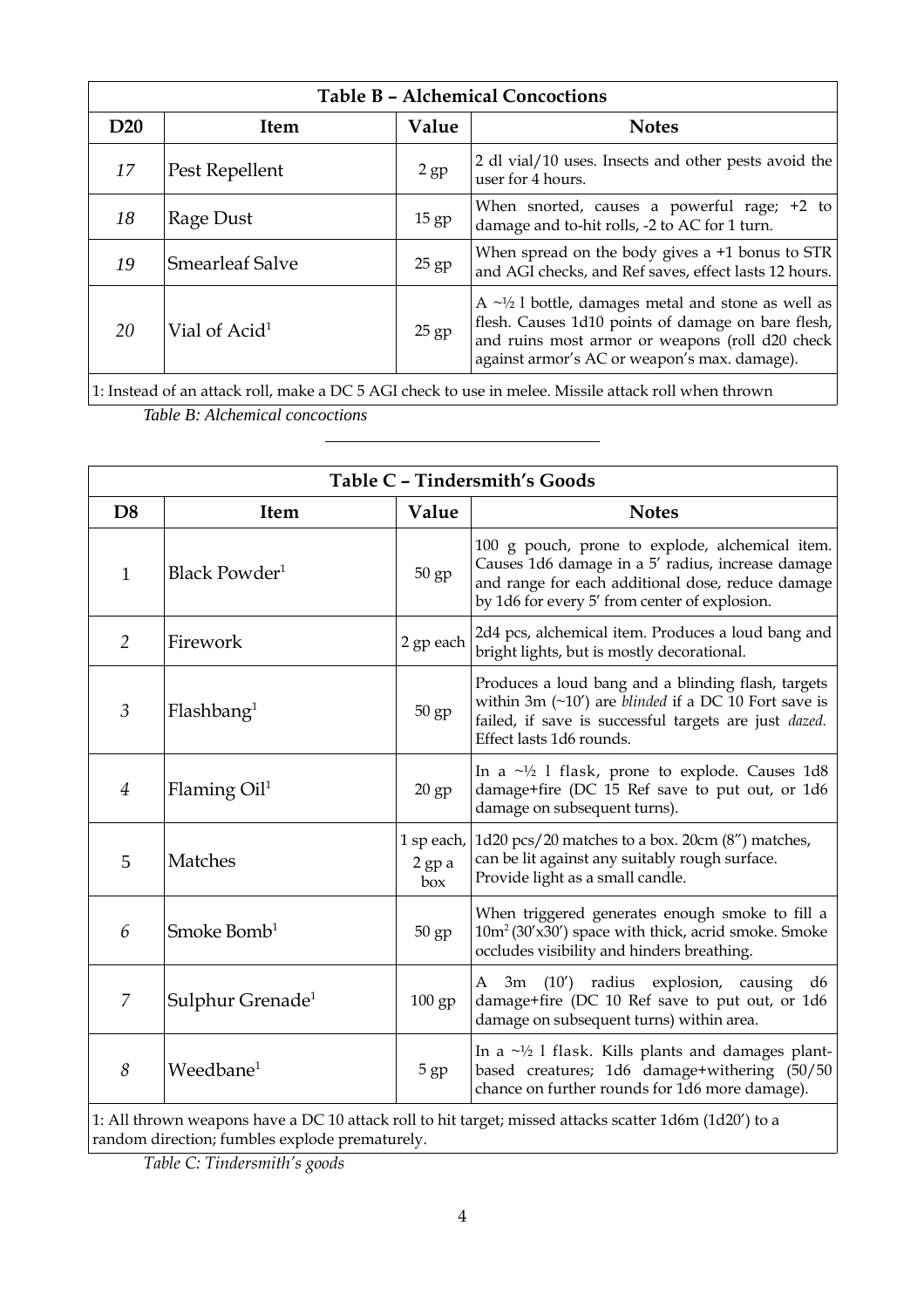| Table B – Alchemical Concoctions | | | |
|---|---|---|---|
| **D20** | **Item** | **Value** | **Notes** |
| *17* | Pest Repellent | 2 gp | 2 dl vial/10 uses. Insects and other pests avoid the user for 4 hours. |
| *18* | Rage Dust | 15 gp | When snorted, causes a powerful rage; +2 to damage and to-hit rolls, -2 to AC for 1 turn. |
| *19* | Smearleaf Salve | 25 gp | When spread on the body gives a +1 bonus to STR and AGI checks, and Ref saves, effect lasts 12 hours. |
| *20* | Vial of Acid[1] | 25 gp | A ~½ l bottle, damages metal and stone as well as flesh. Causes 1d10 points of damage on bare flesh, and ruins most armor or weapons (roll d20 check against armor's AC or weapon's max. damage). |

1: Instead of an attack roll, make a DC 5 AGI check to use in melee. Missile attack roll when thrown

*Table B: Alchemical concoctions*

---

| Table C – Tindersmith's Goods | | | |
|---|---|---|---|
| **D8** | **Item** | **Value** | **Notes** |
| 1 | Black Powder[1] | 50 gp | 100 g pouch, prone to explode, alchemical item. Causes 1d6 damage in a 5' radius, increase damage and range for each additional dose, reduce damage by 1d6 for every 5' from center of explosion. |
| *2* | Firework | 2 gp each | 2d4 pcs, alchemical item. Produces a loud bang and bright lights, but is mostly decorational. |
| *3* | Flashbang[1] | 50 gp | Produces a loud bang and a blinding flash, targets within 3m (~10') are *blinded* if a DC 10 Fort save is failed, if save is successful targets are just *dazed.* Effect lasts 1d6 rounds. |
| *4* | Flaming Oil[1] | 20 gp | In a ~½ l flask, prone to explode. Causes 1d8 damage+fire (DC 15 Ref save to put out, or 1d6 damage on subsequent turns). |
| 5 | Matches | 1 sp each, 2 gp a box | 1d20 pcs/20 matches to a box. 20cm (8") matches, can be lit against any suitably rough surface. Provide light as a small candle. |
| *6* | Smoke Bomb[1] | 50 gp | When triggered generates enough smoke to fill a 10m² (30'x30') space with thick, acrid smoke. Smoke occludes visibility and hinders breathing. |
| *7* | Sulphur Grenade[1] | 100 gp | A 3m (10') radius explosion, causing d6 damage+fire (DC 10 Ref save to put out, or 1d6 damage on subsequent turns) within area. |
| *8* | Weedbane[1] | 5 gp | In a ~½ l flask. Kills plants and damages plant-based creatures; 1d6 damage+withering (50/50 chance on further rounds for 1d6 more damage). |

1: All thrown weapons have a DC 10 attack roll to hit target; missed attacks scatter 1d6m (1d20') to a random direction; fumbles explode prematurely.

*Table C: Tindersmith's goods*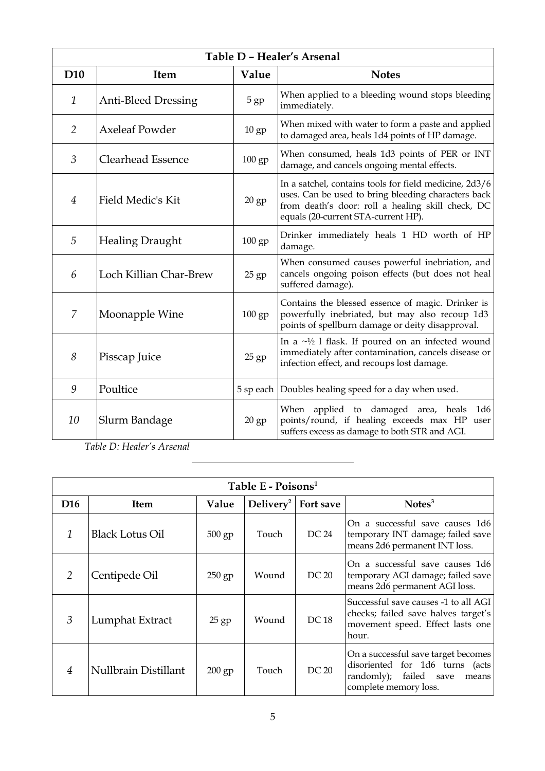| Table D – Healer's Arsenal | | | |
|---|---|---|---|
| **D10** | **Item** | **Value** | **Notes** |
| *1* | Anti-Bleed Dressing | 5 gp | When applied to a bleeding wound stops bleeding immediately. |
| *2* | Axeleaf Powder | 10 gp | When mixed with water to form a paste and applied to damaged area, heals 1d4 points of HP damage. |
| *3* | Clearhead Essence | 100 gp | When consumed, heals 1d3 points of PER or INT damage, and cancels ongoing mental effects. |
| *4* | Field Medic's Kit | 20 gp | In a satchel, contains tools for field medicine, 2d3/6 uses. Can be used to bring bleeding characters back from death's door: roll a healing skill check, DC equals (20-current STA-current HP). |
| *5* | Healing Draught | 100 gp | Drinker immediately heals 1 HD worth of HP damage. |
| *6* | Loch Killian Char-Brew | 25 gp | When consumed causes powerful inebriation, and cancels ongoing poison effects (but does not heal suffered damage). |
| *7* | Moonapple Wine | 100 gp | Contains the blessed essence of magic. Drinker is powerfully inebriated, but may also recoup 1d3 points of spellburn damage or deity disapproval. |
| *8* | Pisscap Juice | 25 gp | In a ~½ l flask. If poured on an infected wound immediately after contamination, cancels disease or infection effect, and recoups lost damage. |
| *9* | Poultice | 5 sp each | Doubles healing speed for a day when used. |
| *10* | Slurm Bandage | 20 gp | When applied to damaged area, heals 1d6 points/round, if healing exceeds max HP user suffers excess as damage to both STR and AGI. |

*Table D: Healer's Arsenal*

---

| Table E - Poisons[1] | | | | | |
|---|---|---|---|---|---|
| **D16** | **Item** | **Value** | **Delivery[2]** | **Fort save** | **Notes[3]** |
| *1* | Black Lotus Oil | 500 gp | Touch | DC 24 | On a successful save causes 1d6 temporary INT damage; failed save means 2d6 permanent INT loss. |
| *2* | Centipede Oil | 250 gp | Wound | DC 20 | On a successful save causes 1d6 temporary AGI damage; failed save means 2d6 permanent AGI loss. |
| *3* | Lumphat Extract | 25 gp | Wound | DC 18 | Successful save causes -1 to all AGI checks; failed save halves target's movement speed. Effect lasts one hour. |
| *4* | Nullbrain Distillant | 200 gp | Touch | DC 20 | On a successful save target becomes disoriented for 1d6 turns (acts randomly); failed save means complete memory loss. |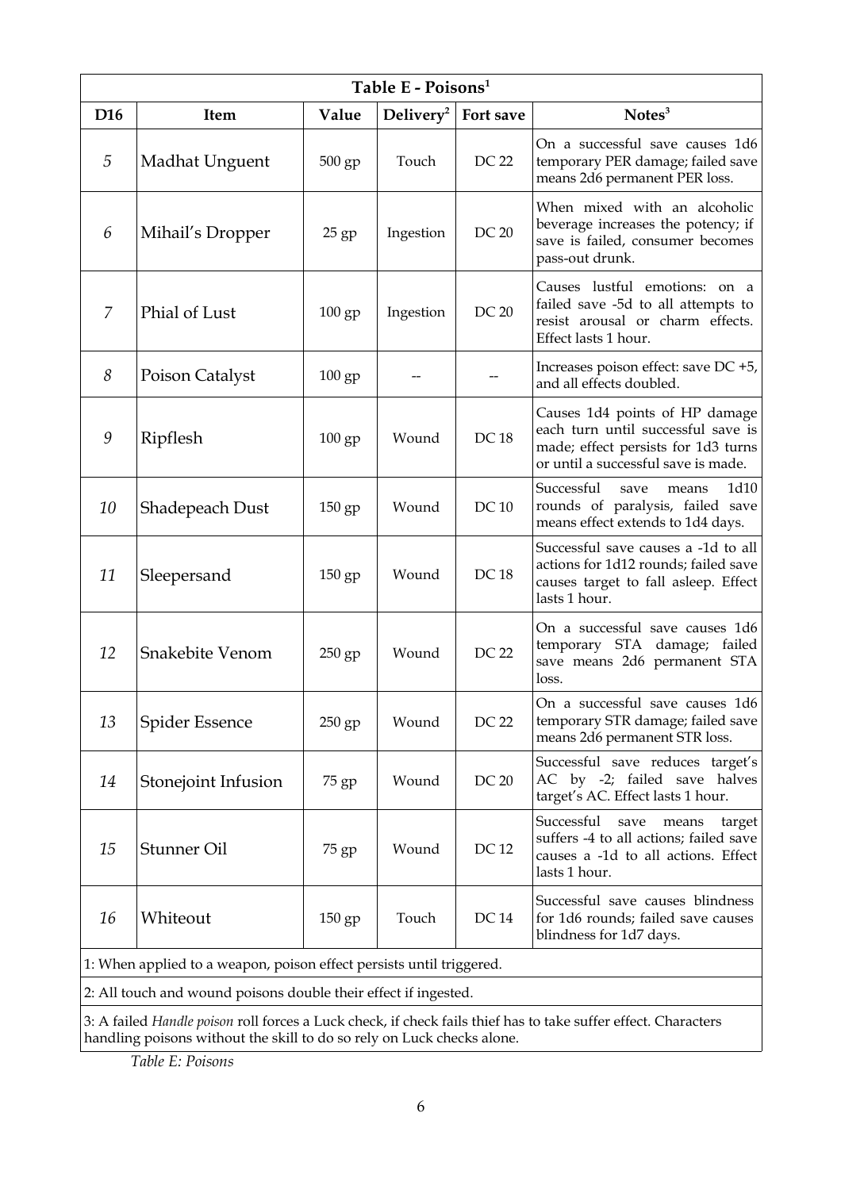| Table E - Poisons[1] | | | | | |
|---|---|---|---|---|---|
| **D16** | **Item** | **Value** | **Delivery[2]** | **Fort save** | **Notes[3]** |
| *5* | Madhat Unguent | 500 gp | Touch | DC 22 | On a successful save causes 1d6 temporary PER damage; failed save means 2d6 permanent PER loss. |
| *6* | Mihail's Dropper | 25 gp | Ingestion | DC 20 | When mixed with an alcoholic beverage increases the potency; if save is failed, consumer becomes pass-out drunk. |
| *7* | Phial of Lust | 100 gp | Ingestion | DC 20 | Causes lustful emotions: on a failed save -5d to all attempts to resist arousal or charm effects. Effect lasts 1 hour. |
| *8* | Poison Catalyst | 100 gp | -- | -- | Increases poison effect: save DC +5, and all effects doubled. |
| *9* | Ripflesh | 100 gp | Wound | DC 18 | Causes 1d4 points of HP damage each turn until successful save is made; effect persists for 1d3 turns or until a successful save is made. |
| *10* | Shadepeach Dust | 150 gp | Wound | DC 10 | Successful save means 1d10 rounds of paralysis, failed save means effect extends to 1d4 days. |
| *11* | Sleepersand | 150 gp | Wound | DC 18 | Successful save causes a -1d to all actions for 1d12 rounds; failed save causes target to fall asleep. Effect lasts 1 hour. |
| *12* | Snakebite Venom | 250 gp | Wound | DC 22 | On a successful save causes 1d6 temporary STA damage; failed save means 2d6 permanent STA loss. |
| *13* | Spider Essence | 250 gp | Wound | DC 22 | On a successful save causes 1d6 temporary STR damage; failed save means 2d6 permanent STR loss. |
| *14* | Stonejoint Infusion | 75 gp | Wound | DC 20 | Successful save reduces target's AC by -2; failed save halves target's AC. Effect lasts 1 hour. |
| *15* | Stunner Oil | 75 gp | Wound | DC 12 | Successful save means target suffers -4 to all actions; failed save causes a -1d to all actions. Effect lasts 1 hour. |
| *16* | Whiteout | 150 gp | Touch | DC 14 | Successful save causes blindness for 1d6 rounds; failed save causes blindness for 1d7 days. |

1: When applied to a weapon, poison effect persists until triggered.

2: All touch and wound poisons double their effect if ingested.

3: A failed *Handle poison* roll forces a Luck check, if check fails thief has to take suffer effect. Characters handling poisons without the skill to do so rely on Luck checks alone.

*Table E: Poisons*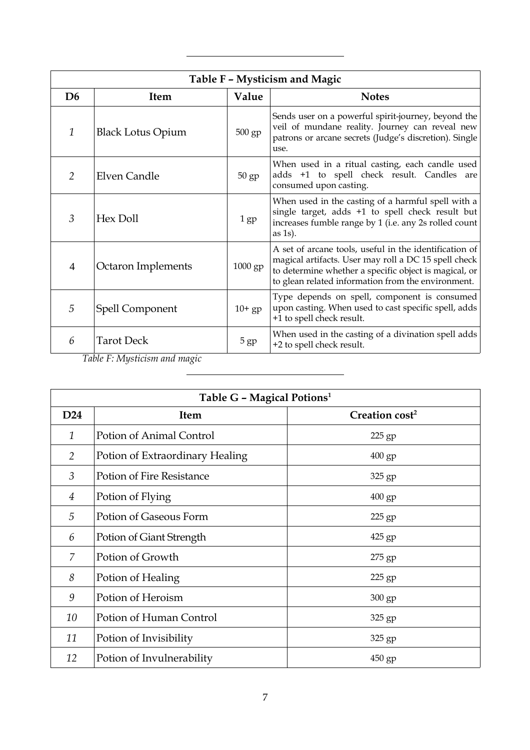| Table F – Mysticism and Magic | | | |
|---|---|---|---|
| **D6** | **Item** | **Value** | **Notes** |
| *1* | Black Lotus Opium | 500 gp | Sends user on a powerful spirit-journey, beyond the veil of mundane reality. Journey can reveal new patrons or arcane secrets (Judge's discretion). Single use. |
| *2* | Elven Candle | 50 gp | When used in a ritual casting, each candle used adds +1 to spell check result. Candles are consumed upon casting. |
| *3* | Hex Doll | 1 gp | When used in the casting of a harmful spell with a single target, adds +1 to spell check result but increases fumble range by 1 (i.e. any 2s rolled count as 1s). |
| 4 | Octaron Implements | 1000 gp | A set of arcane tools, useful in the identification of magical artifacts. User may roll a DC 15 spell check to determine whether a specific object is magical, or to glean related information from the environment. |
| *5* | Spell Component | 10+ gp | Type depends on spell, component is consumed upon casting. When used to cast specific spell, adds +1 to spell check result. |
| *6* | Tarot Deck | 5 gp | When used in the casting of a divination spell adds +2 to spell check result. |

*Table F: Mysticism and magic*

| Table G – Magical Potions[1] | | |
|---|---|---|
| **D24** | **Item** | **Creation cost[2]** |
| *1* | Potion of Animal Control | 225 gp |
| *2* | Potion of Extraordinary Healing | 400 gp |
| *3* | Potion of Fire Resistance | 325 gp |
| *4* | Potion of Flying | 400 gp |
| *5* | Potion of Gaseous Form | 225 gp |
| *6* | Potion of Giant Strength | 425 gp |
| *7* | Potion of Growth | 275 gp |
| *8* | Potion of Healing | 225 gp |
| *9* | Potion of Heroism | 300 gp |
| *10* | Potion of Human Control | 325 gp |
| *11* | Potion of Invisibility | 325 gp |
| *12* | Potion of Invulnerability | 450 gp |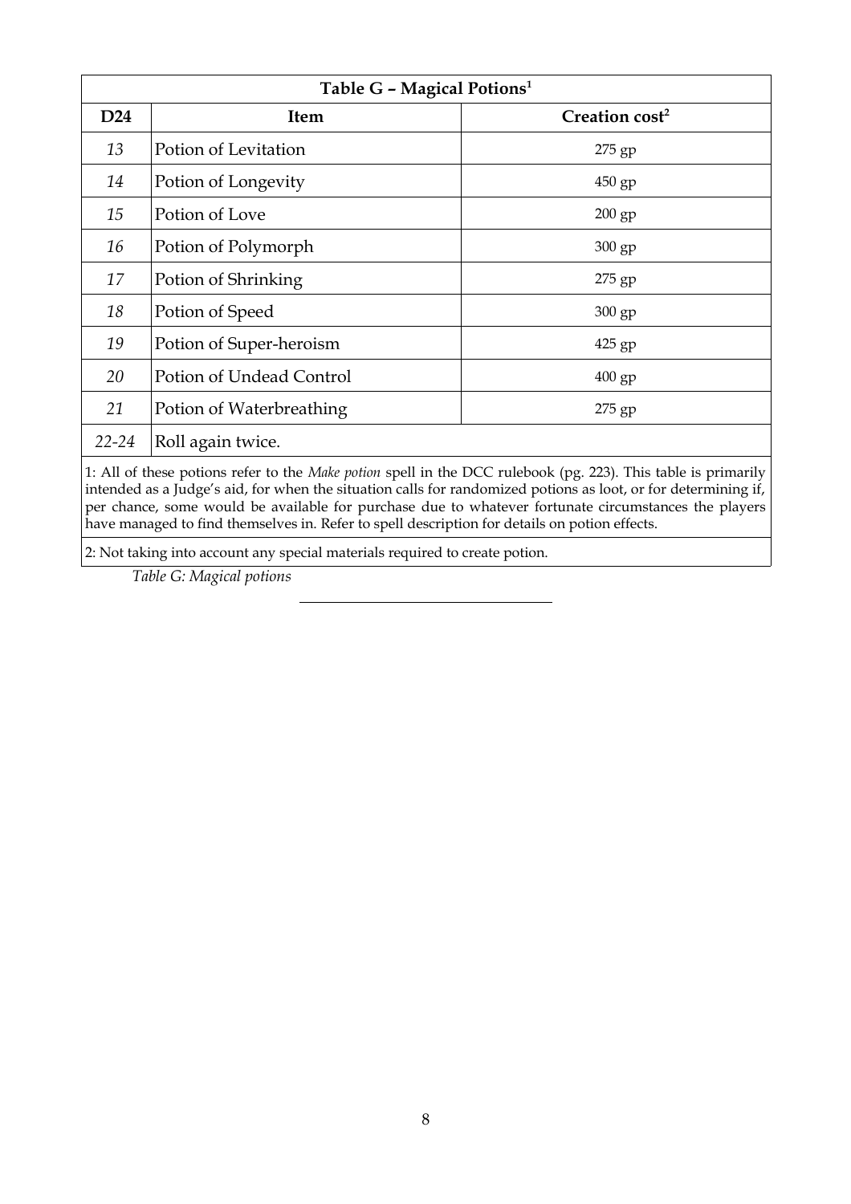| Table G – Magical Potions[1] | | |
|---|---|---|
| **D24** | **Item** | **Creation cost[2]** |
| *13* | Potion of Levitation | 275 gp |
| *14* | Potion of Longevity | 450 gp |
| *15* | Potion of Love | 200 gp |
| *16* | Potion of Polymorph | 300 gp |
| *17* | Potion of Shrinking | 275 gp |
| *18* | Potion of Speed | 300 gp |
| *19* | Potion of Super-heroism | 425 gp |
| *20* | Potion of Undead Control | 400 gp |
| *21* | Potion of Waterbreathing | 275 gp |
| *22-24* | Roll again twice. | |

1: All of these potions refer to the *Make potion* spell in the DCC rulebook (pg. 223). This table is primarily intended as a Judge's aid, for when the situation calls for randomized potions as loot, or for determining if, per chance, some would be available for purchase due to whatever fortunate circumstances the players have managed to find themselves in. Refer to spell description for details on potion effects.

2: Not taking into account any special materials required to create potion.

*Table G: Magical potions*